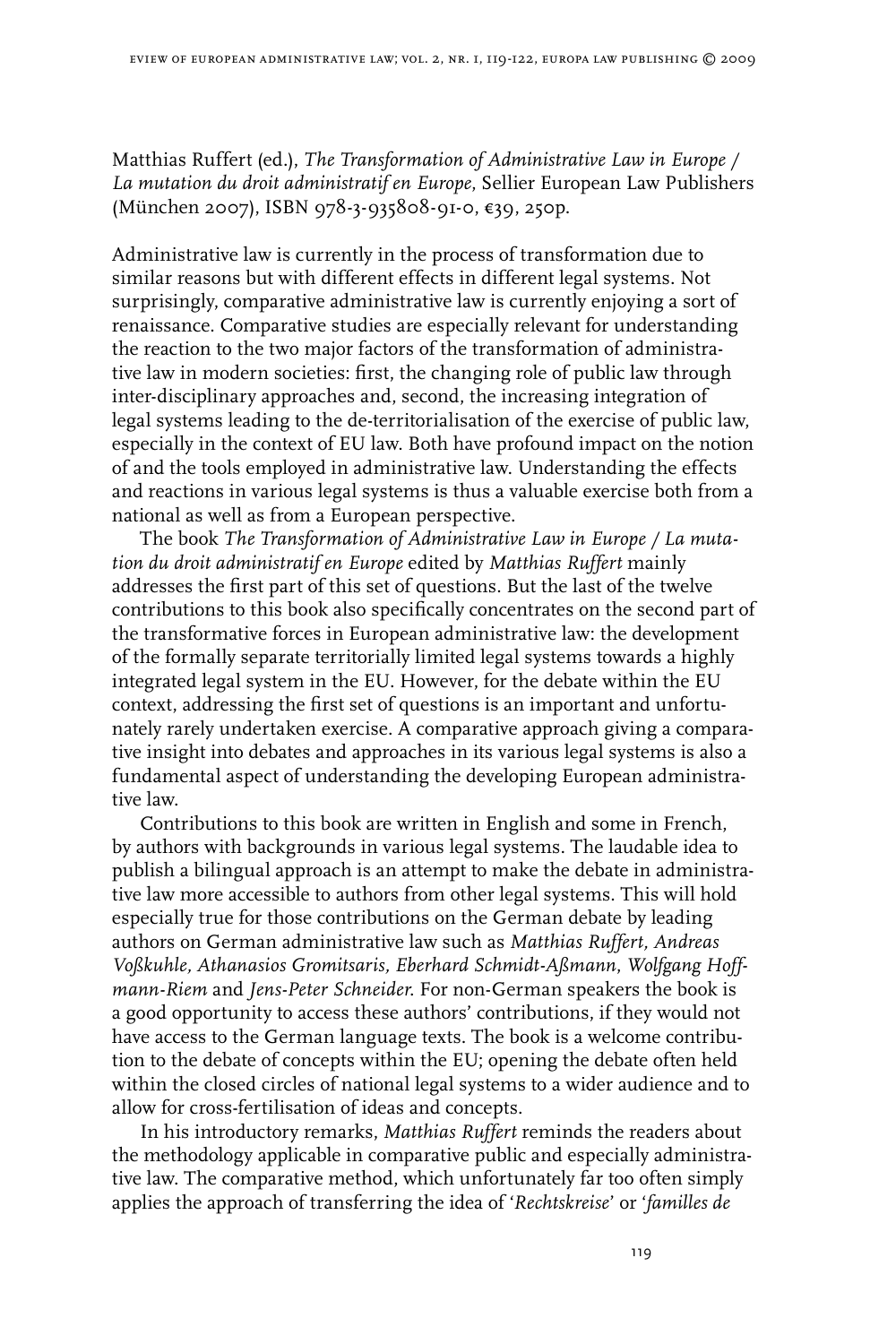Matthias Ruffert (ed.), *The Transformation of Administrative Law in Europe / La mutation du droit administratif en Europe*, Sellier European Law Publishers (München 2007), ISBN 978-3-935808-91-0, €39, 250p.

Administrative law is currently in the process of transformation due to similar reasons but with different effects in different legal systems. Not surprisingly, comparative administrative law is currently enjoying a sort of renaissance. Comparative studies are especially relevant for understanding the reaction to the two major factors of the transformation of administrative law in modern societies: first, the changing role of public law through inter-disciplinary approaches and, second, the increasing integration of legal systems leading to the de-territorialisation of the exercise of public law, especially in the context of EU law. Both have profound impact on the notion of and the tools employed in administrative law. Understanding the effects and reactions in various legal systems is thus a valuable exercise both from a national as well as from a European perspective.

The book *The Transformation of Administrative Law in Europe / La mutation du droit administratif en Europe* edited by *Matthias Ruffert* mainly addresses the first part of this set of questions. But the last of the twelve contributions to this book also specifically concentrates on the second part of the transformative forces in European administrative law: the development of the formally separate territorially limited legal systems towards a highly integrated legal system in the EU. However, for the debate within the EU context, addressing the first set of questions is an important and unfortunately rarely undertaken exercise. A comparative approach giving a comparative insight into debates and approaches in its various legal systems is also a fundamental aspect of understanding the developing European administrative law.

Contributions to this book are written in English and some in French, by authors with backgrounds in various legal systems. The laudable idea to publish a bilingual approach is an attempt to make the debate in administrative law more accessible to authors from other legal systems. This will hold especially true for those contributions on the German debate by leading authors on German administrative law such as *Matthias Ruffert, Andreas Voßkuhle, Athanasios Gromitsaris, Eberhard Schmidt-Aßmann, Wolfgang Hoffmann-Riem* and *Jens-Peter Schneider*. For non-German speakers the book is a good opportunity to access these authors' contributions, if they would not have access to the German language texts. The book is a welcome contribution to the debate of concepts within the EU; opening the debate often held within the closed circles of national legal systems to a wider audience and to allow for cross-fertilisation of ideas and concepts.

In his introductory remarks, *Matthias Ruffert* reminds the readers about the methodology applicable in comparative public and especially administrative law. The comparative method, which unfortunately far too often simply applies the approach of transferring the idea of '*Rechtskreise*' or '*familles de*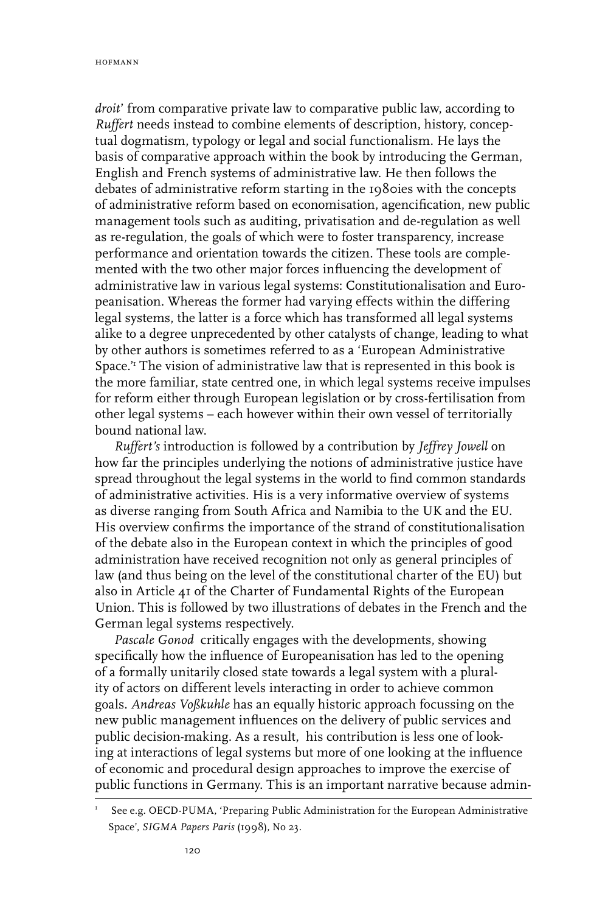*droit'* from comparative private law to comparative public law, according to *Ruffert* needs instead to combine elements of description, history, conceptual dogmatism, typology or legal and social functionalism. He lays the basis of comparative approach within the book by introducing the German, English and French systems of administrative law. He then follows the debates of administrative reform starting in the 1980ies with the concepts of administrative reform based on economisation, agencification, new public management tools such as auditing, privatisation and de-regulation as well as re-regulation, the goals of which were to foster transparency, increase performance and orientation towards the citizen. These tools are complemented with the two other major forces influencing the development of administrative law in various legal systems: Constitutionalisation and Europeanisation. Whereas the former had varying effects within the differing legal systems, the latter is a force which has transformed all legal systems alike to a degree unprecedented by other catalysts of change, leading to what by other authors is sometimes referred to as a 'European Administrative Space.'[1] The vision of administrative law that is represented in this book is the more familiar, state centred one, in which legal systems receive impulses for reform either through European legislation or by cross-fertilisation from other legal systems – each however within their own vessel of territorially bound national law.

*Ruffert's* introduction is followed by a contribution by *Jeffrey Jowell* on how far the principles underlying the notions of administrative justice have spread throughout the legal systems in the world to find common standards of administrative activities. His is a very informative overview of systems as diverse ranging from South Africa and Namibia to the UK and the EU. His overview confirms the importance of the strand of constitutionalisation of the debate also in the European context in which the principles of good administration have received recognition not only as general principles of law (and thus being on the level of the constitutional charter of the EU) but also in Article 41 of the Charter of Fundamental Rights of the European Union. This is followed by two illustrations of debates in the French and the German legal systems respectively.

*Pascale Gonod* critically engages with the developments, showing specifically how the influence of Europeanisation has led to the opening of a formally unitarily closed state towards a legal system with a plurality of actors on different levels interacting in order to achieve common goals. *Andreas Voßkuhle* has an equally historic approach focussing on the new public management influences on the delivery of public services and public decision-making. As a result, his contribution is less one of looking at interactions of legal systems but more of one looking at the influence of economic and procedural design approaches to improve the exercise of public functions in Germany. This is an important narrative because admin-

[1] See e.g. OECD-PUMA, 'Preparing Public Administration for the European Administrative Space', *SIGMA Papers Paris* (1998), No 23.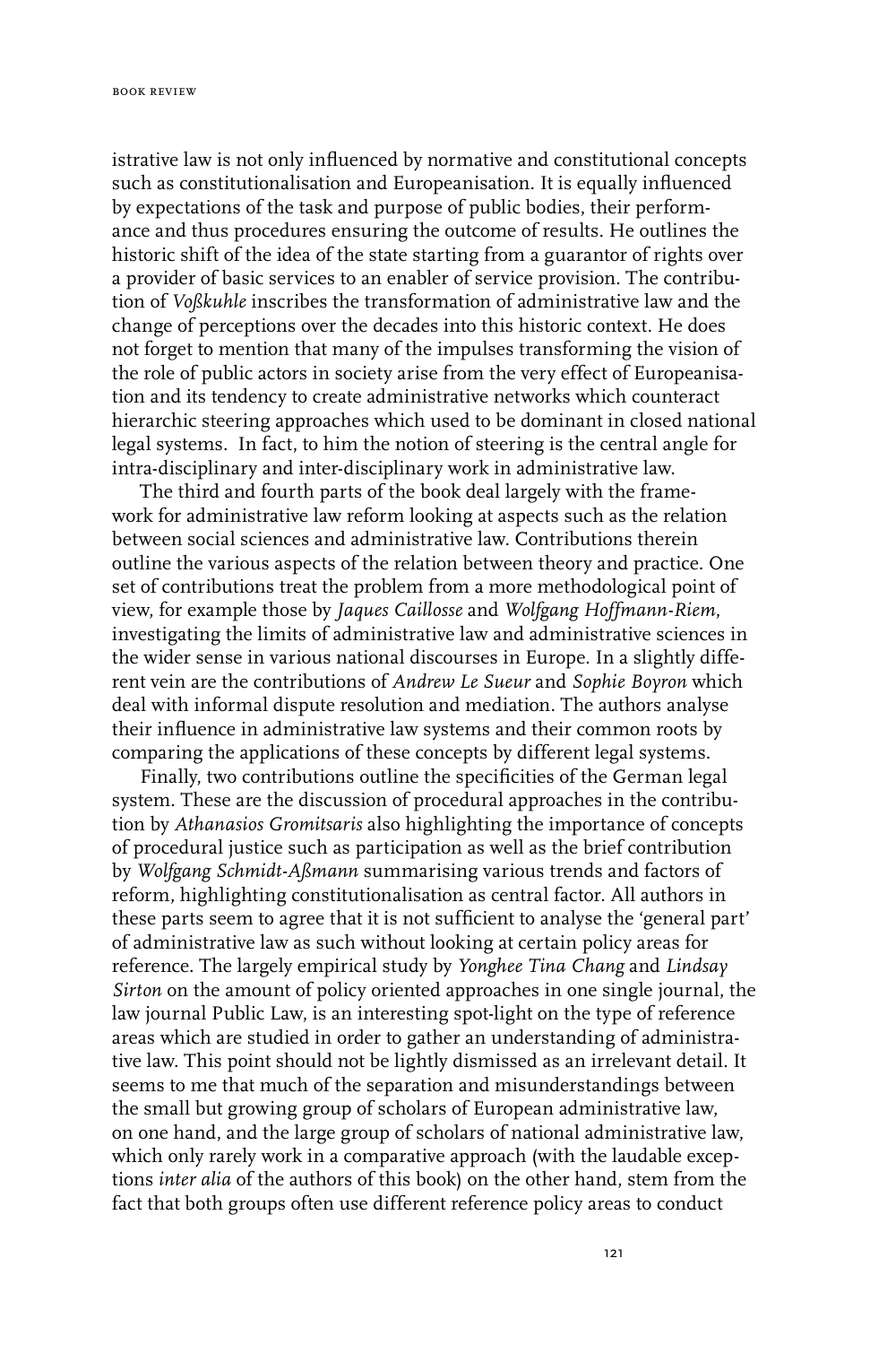istrative law is not only influenced by normative and constitutional concepts such as constitutionalisation and Europeanisation. It is equally influenced by expectations of the task and purpose of public bodies, their performance and thus procedures ensuring the outcome of results. He outlines the historic shift of the idea of the state starting from a guarantor of rights over a provider of basic services to an enabler of service provision. The contribution of *Voßkuhle* inscribes the transformation of administrative law and the change of perceptions over the decades into this historic context. He does not forget to mention that many of the impulses transforming the vision of the role of public actors in society arise from the very effect of Europeanisation and its tendency to create administrative networks which counteract hierarchic steering approaches which used to be dominant in closed national legal systems. In fact, to him the notion of steering is the central angle for intra-disciplinary and inter-disciplinary work in administrative law.

The third and fourth parts of the book deal largely with the framework for administrative law reform looking at aspects such as the relation between social sciences and administrative law. Contributions therein outline the various aspects of the relation between theory and practice. One set of contributions treat the problem from a more methodological point of view, for example those by *Jaques Caillosse* and *Wolfgang Hoffmann-Riem*, investigating the limits of administrative law and administrative sciences in the wider sense in various national discourses in Europe. In a slightly different vein are the contributions of *Andrew Le Sueur* and *Sophie Boyron* which deal with informal dispute resolution and mediation. The authors analyse their influence in administrative law systems and their common roots by comparing the applications of these concepts by different legal systems.

Finally, two contributions outline the specificities of the German legal system. These are the discussion of procedural approaches in the contribution by *Athanasios Gromitsaris* also highlighting the importance of concepts of procedural justice such as participation as well as the brief contribution by *Wolfgang Schmidt-Aßmann* summarising various trends and factors of reform, highlighting constitutionalisation as central factor. All authors in these parts seem to agree that it is not sufficient to analyse the 'general part' of administrative law as such without looking at certain policy areas for reference. The largely empirical study by *Yonghee Tina Chang* and *Lindsay Sirton* on the amount of policy oriented approaches in one single journal, the law journal Public Law, is an interesting spot-light on the type of reference areas which are studied in order to gather an understanding of administrative law. This point should not be lightly dismissed as an irrelevant detail. It seems to me that much of the separation and misunderstandings between the small but growing group of scholars of European administrative law, on one hand, and the large group of scholars of national administrative law, which only rarely work in a comparative approach (with the laudable exceptions *inter alia* of the authors of this book) on the other hand, stem from the fact that both groups often use different reference policy areas to conduct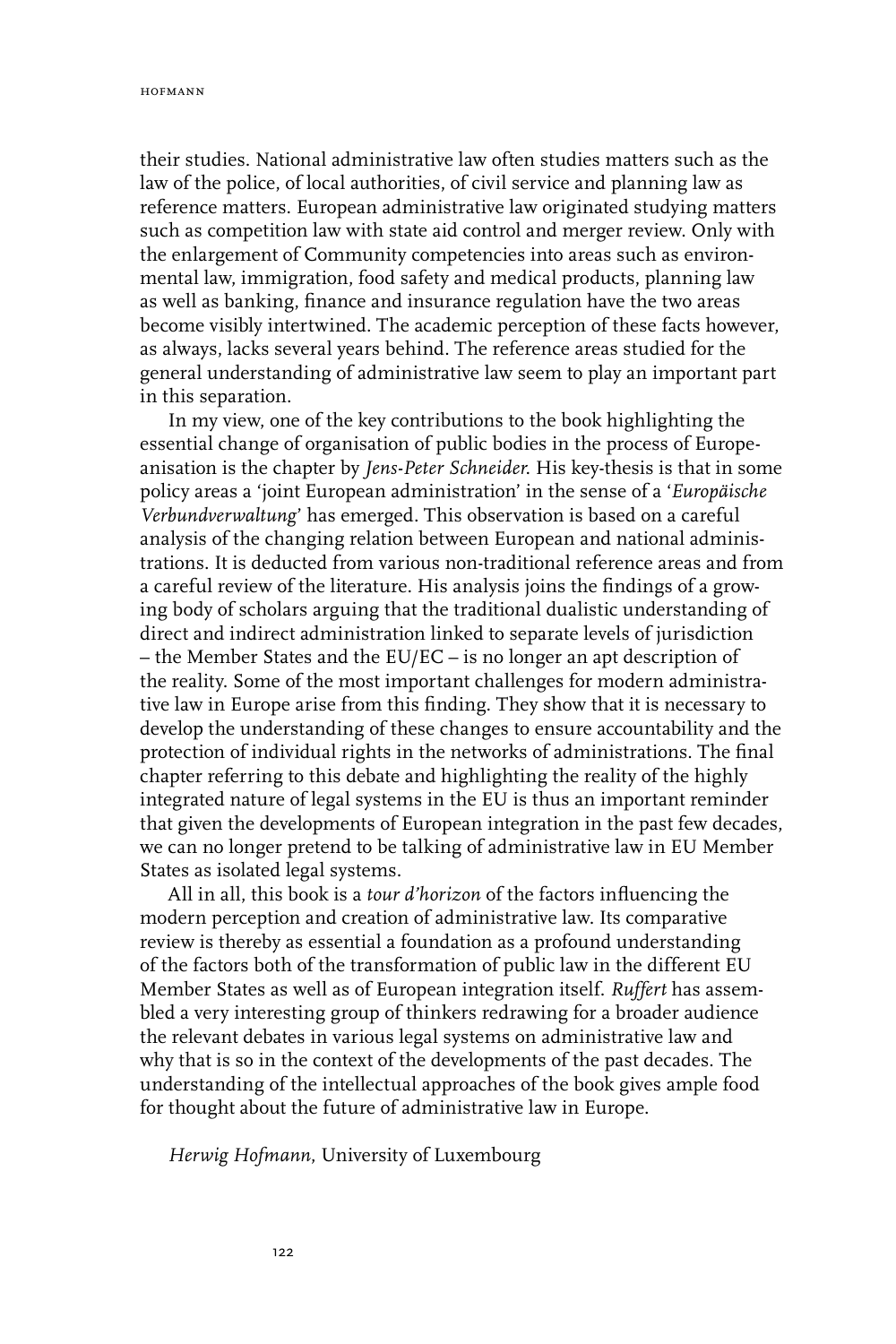their studies. National administrative law often studies matters such as the law of the police, of local authorities, of civil service and planning law as reference matters. European administrative law originated studying matters such as competition law with state aid control and merger review. Only with the enlargement of Community competencies into areas such as environmental law, immigration, food safety and medical products, planning law as well as banking, finance and insurance regulation have the two areas become visibly intertwined. The academic perception of these facts however, as always, lacks several years behind. The reference areas studied for the general understanding of administrative law seem to play an important part in this separation.

In my view, one of the key contributions to the book highlighting the essential change of organisation of public bodies in the process of Europeanisation is the chapter by *Jens-Peter Schneider*. His key-thesis is that in some policy areas a 'joint European administration' in the sense of a '*Europäische Verbundverwaltung*' has emerged. This observation is based on a careful analysis of the changing relation between European and national administrations. It is deducted from various non-traditional reference areas and from a careful review of the literature. His analysis joins the findings of a growing body of scholars arguing that the traditional dualistic understanding of direct and indirect administration linked to separate levels of jurisdiction – the Member States and the EU/EC – is no longer an apt description of the reality. Some of the most important challenges for modern administrative law in Europe arise from this finding. They show that it is necessary to develop the understanding of these changes to ensure accountability and the protection of individual rights in the networks of administrations. The final chapter referring to this debate and highlighting the reality of the highly integrated nature of legal systems in the EU is thus an important reminder that given the developments of European integration in the past few decades, we can no longer pretend to be talking of administrative law in EU Member States as isolated legal systems.

All in all, this book is a *tour d'horizon* of the factors influencing the modern perception and creation of administrative law. Its comparative review is thereby as essential a foundation as a profound understanding of the factors both of the transformation of public law in the different EU Member States as well as of European integration itself. *Ruffert* has assembled a very interesting group of thinkers redrawing for a broader audience the relevant debates in various legal systems on administrative law and why that is so in the context of the developments of the past decades. The understanding of the intellectual approaches of the book gives ample food for thought about the future of administrative law in Europe.

*Herwig Hofmann*, University of Luxembourg